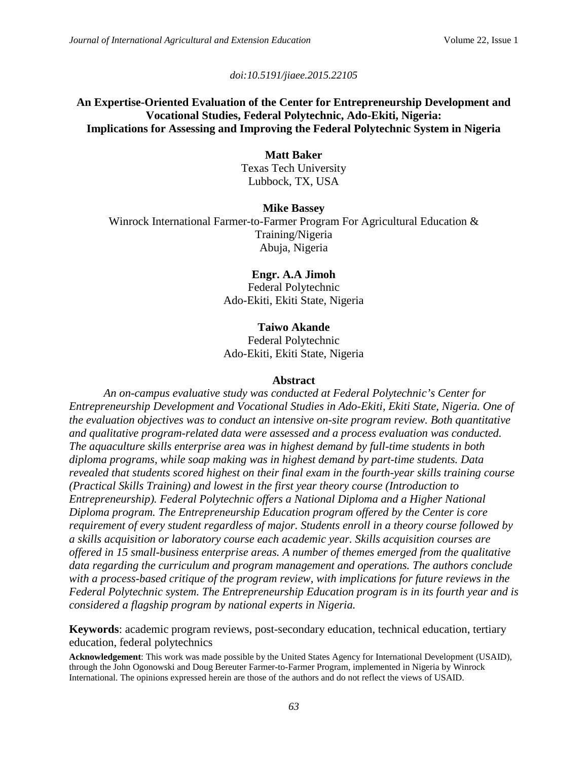doi:10.5191/jiaee.2015.22105

# An Expertise-Oriented Evaluation of the Center for Entrepreneurship Development and Vocational Studies, Federal Polytechnic, Ado-Ekiti, Nigeria: Implications for Assessing and Improving the Federal Polytechnic System in Nigeria

**Matt Baker**
Texas Tech University
Lubbock, TX, USA

**Mike Bassey**
Winrock International Farmer-to-Farmer Program For Agricultural Education & Training/Nigeria
Abuja, Nigeria

**Engr. A.A Jimoh**
Federal Polytechnic
Ado-Ekiti, Ekiti State, Nigeria

**Taiwo Akande**
Federal Polytechnic
Ado-Ekiti, Ekiti State, Nigeria

## Abstract

*An on-campus evaluative study was conducted at Federal Polytechnic's Center for Entrepreneurship Development and Vocational Studies in Ado-Ekiti, Ekiti State, Nigeria. One of the evaluation objectives was to conduct an intensive on-site program review. Both quantitative and qualitative program-related data were assessed and a process evaluation was conducted. The aquaculture skills enterprise area was in highest demand by full-time students in both diploma programs, while soap making was in highest demand by part-time students. Data revealed that students scored highest on their final exam in the fourth-year skills training course (Practical Skills Training) and lowest in the first year theory course (Introduction to Entrepreneurship). Federal Polytechnic offers a National Diploma and a Higher National Diploma program. The Entrepreneurship Education program offered by the Center is core requirement of every student regardless of major. Students enroll in a theory course followed by a skills acquisition or laboratory course each academic year. Skills acquisition courses are offered in 15 small-business enterprise areas. A number of themes emerged from the qualitative data regarding the curriculum and program management and operations. The authors conclude with a process-based critique of the program review, with implications for future reviews in the Federal Polytechnic system. The Entrepreneurship Education program is in its fourth year and is considered a flagship program by national experts in Nigeria.*

**Keywords**: academic program reviews, post-secondary education, technical education, tertiary education, federal polytechnics

**Acknowledgement**: This work was made possible by the United States Agency for International Development (USAID), through the John Ogonowski and Doug Bereuter Farmer-to-Farmer Program, implemented in Nigeria by Winrock International. The opinions expressed herein are those of the authors and do not reflect the views of USAID.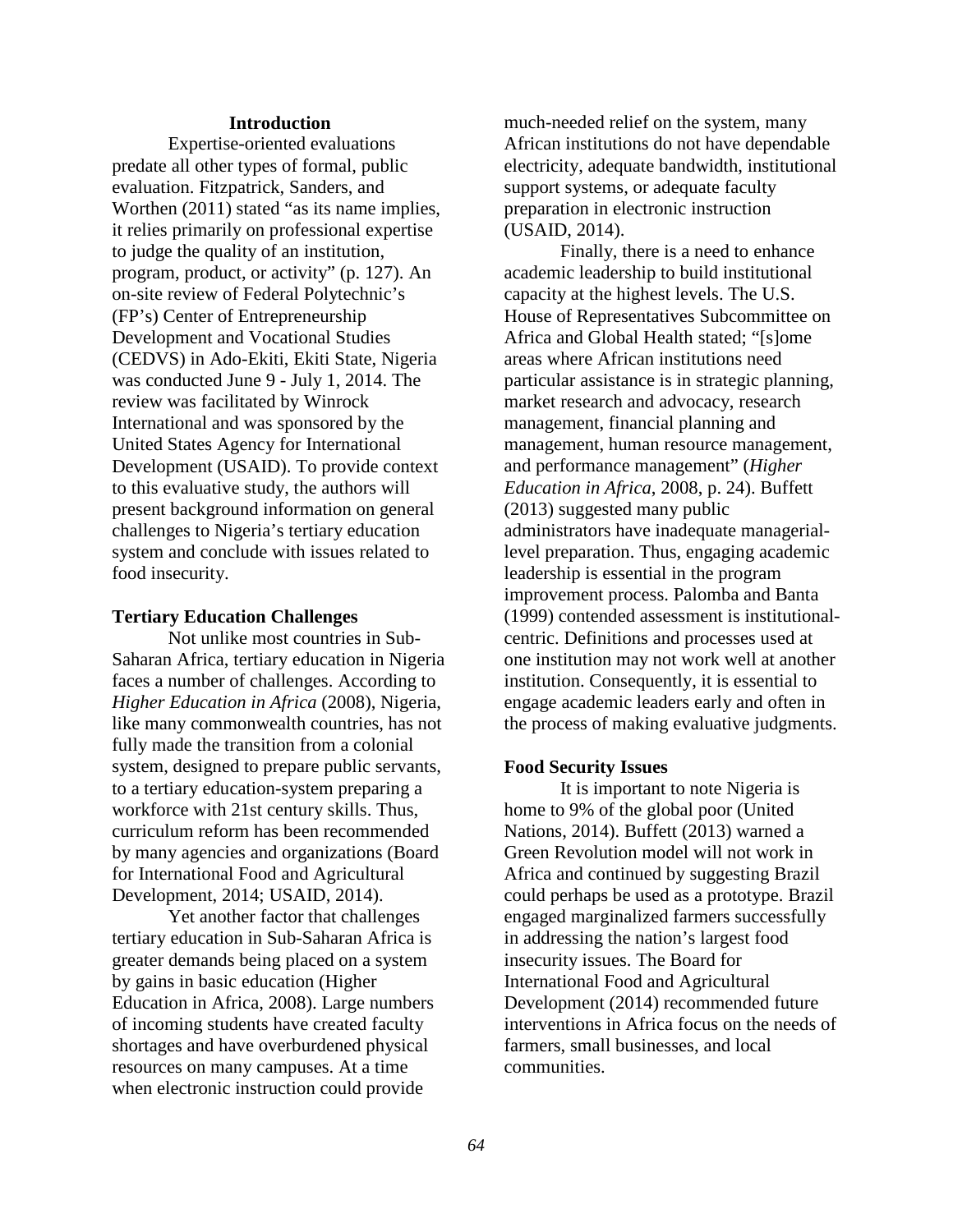## Introduction

Expertise-oriented evaluations predate all other types of formal, public evaluation. Fitzpatrick, Sanders, and Worthen (2011) stated "as its name implies, it relies primarily on professional expertise to judge the quality of an institution, program, product, or activity" (p. 127). An on-site review of Federal Polytechnic's (FP's) Center of Entrepreneurship Development and Vocational Studies (CEDVS) in Ado-Ekiti, Ekiti State, Nigeria was conducted June 9 - July 1, 2014. The review was facilitated by Winrock International and was sponsored by the United States Agency for International Development (USAID). To provide context to this evaluative study, the authors will present background information on general challenges to Nigeria's tertiary education system and conclude with issues related to food insecurity.

### Tertiary Education Challenges

Not unlike most countries in Sub-Saharan Africa, tertiary education in Nigeria faces a number of challenges. According to *Higher Education in Africa* (2008), Nigeria, like many commonwealth countries, has not fully made the transition from a colonial system, designed to prepare public servants, to a tertiary education-system preparing a workforce with 21st century skills. Thus, curriculum reform has been recommended by many agencies and organizations (Board for International Food and Agricultural Development, 2014; USAID, 2014).

Yet another factor that challenges tertiary education in Sub-Saharan Africa is greater demands being placed on a system by gains in basic education (Higher Education in Africa, 2008). Large numbers of incoming students have created faculty shortages and have overburdened physical resources on many campuses. At a time when electronic instruction could provide much-needed relief on the system, many African institutions do not have dependable electricity, adequate bandwidth, institutional support systems, or adequate faculty preparation in electronic instruction (USAID, 2014).

Finally, there is a need to enhance academic leadership to build institutional capacity at the highest levels. The U.S. House of Representatives Subcommittee on Africa and Global Health stated; "[s]ome areas where African institutions need particular assistance is in strategic planning, market research and advocacy, research management, financial planning and management, human resource management, and performance management" (*Higher Education in Africa*, 2008, p. 24). Buffett (2013) suggested many public administrators have inadequate managerial-level preparation. Thus, engaging academic leadership is essential in the program improvement process. Palomba and Banta (1999) contended assessment is institutional-centric. Definitions and processes used at one institution may not work well at another institution. Consequently, it is essential to engage academic leaders early and often in the process of making evaluative judgments.

### Food Security Issues

It is important to note Nigeria is home to 9% of the global poor (United Nations, 2014). Buffett (2013) warned a Green Revolution model will not work in Africa and continued by suggesting Brazil could perhaps be used as a prototype. Brazil engaged marginalized farmers successfully in addressing the nation's largest food insecurity issues. The Board for International Food and Agricultural Development (2014) recommended future interventions in Africa focus on the needs of farmers, small businesses, and local communities.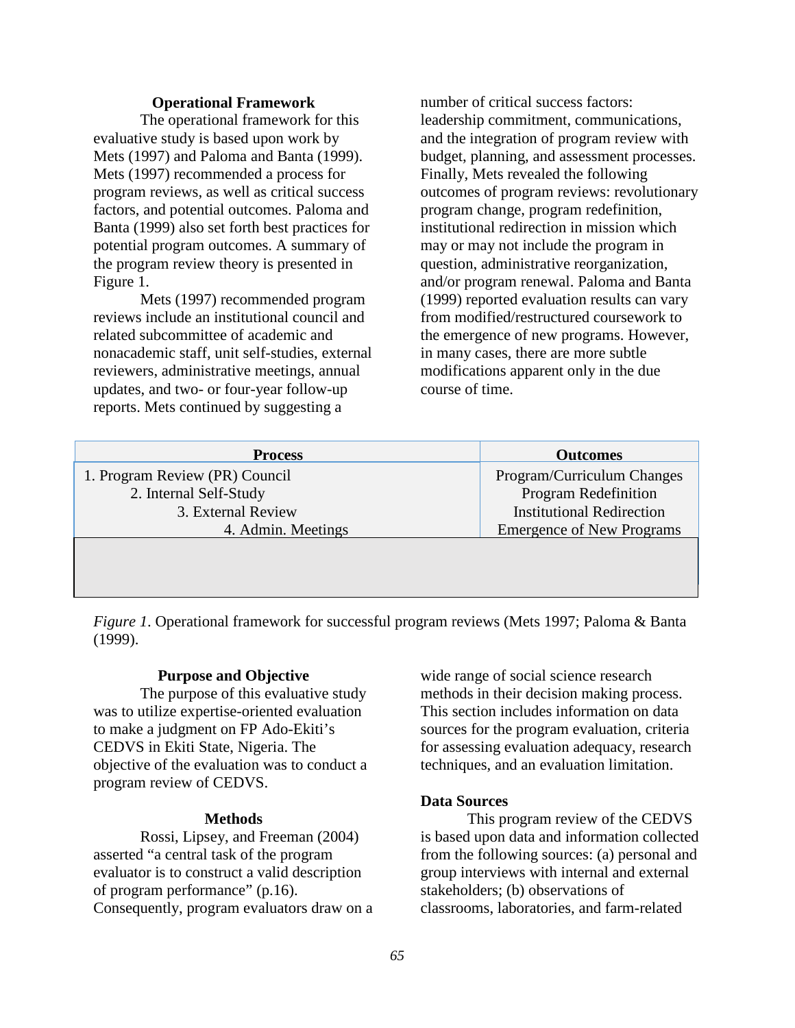### Operational Framework

The operational framework for this evaluative study is based upon work by Mets (1997) and Paloma and Banta (1999). Mets (1997) recommended a process for program reviews, as well as critical success factors, and potential outcomes. Paloma and Banta (1999) also set forth best practices for potential program outcomes. A summary of the program review theory is presented in Figure 1.

Mets (1997) recommended program reviews include an institutional council and related subcommittee of academic and nonacademic staff, unit self-studies, external reviewers, administrative meetings, annual updates, and two- or four-year follow-up reports. Mets continued by suggesting a number of critical success factors: leadership commitment, communications, and the integration of program review with budget, planning, and assessment processes. Finally, Mets revealed the following outcomes of program reviews: revolutionary program change, program redefinition, institutional redirection in mission which may or may not include the program in question, administrative reorganization, and/or program renewal. Paloma and Banta (1999) reported evaluation results can vary from modified/restructured coursework to the emergence of new programs. However, in many cases, there are more subtle modifications apparent only in the due course of time.

| Process | Outcomes |
|---|---|
| 1. Program Review (PR) Council | Program/Curriculum Changes |
| 2. Internal Self-Study | Program Redefinition |
| 3. External Review | Institutional Redirection |
| 4. Admin. Meetings | Emergence of New Programs |

*Figure 1*. Operational framework for successful program reviews (Mets 1997; Paloma & Banta (1999).

### Purpose and Objective

The purpose of this evaluative study was to utilize expertise-oriented evaluation to make a judgment on FP Ado-Ekiti's CEDVS in Ekiti State, Nigeria. The objective of the evaluation was to conduct a program review of CEDVS.

### Methods

Rossi, Lipsey, and Freeman (2004) asserted "a central task of the program evaluator is to construct a valid description of program performance" (p.16). Consequently, program evaluators draw on a wide range of social science research methods in their decision making process. This section includes information on data sources for the program evaluation, criteria for assessing evaluation adequacy, research techniques, and an evaluation limitation.

#### Data Sources

This program review of the CEDVS is based upon data and information collected from the following sources: (a) personal and group interviews with internal and external stakeholders; (b) observations of classrooms, laboratories, and farm-related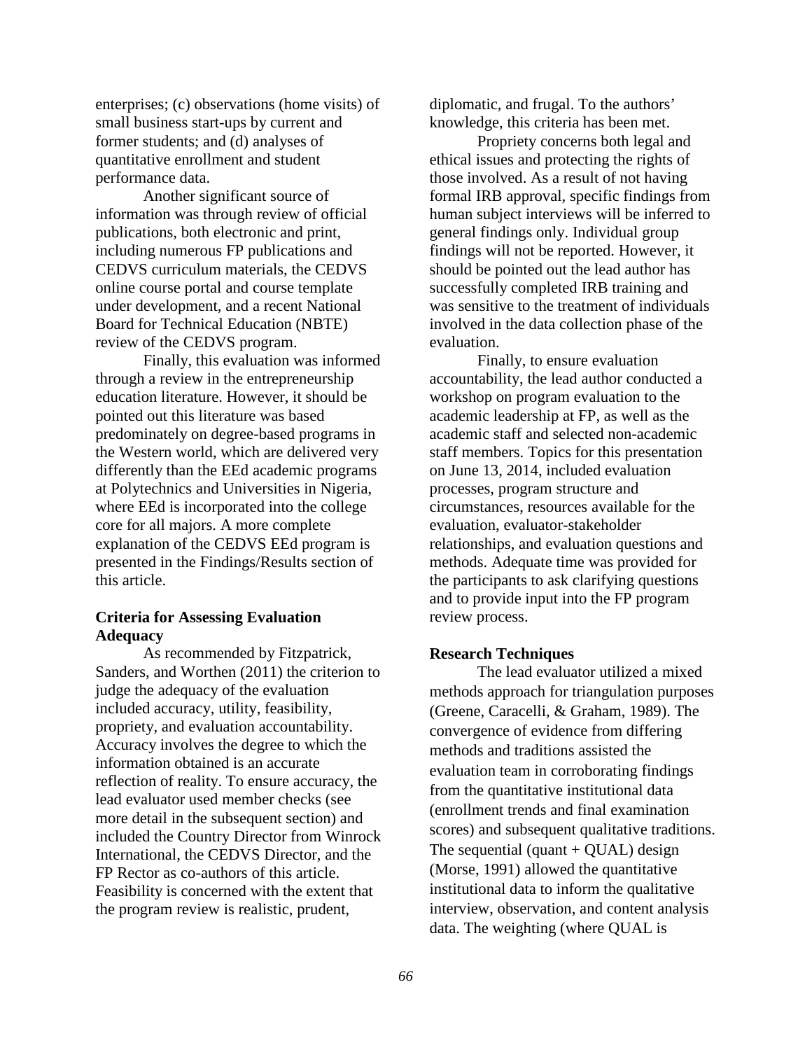enterprises; (c) observations (home visits) of small business start-ups by current and former students; and (d) analyses of quantitative enrollment and student performance data.

Another significant source of information was through review of official publications, both electronic and print, including numerous FP publications and CEDVS curriculum materials, the CEDVS online course portal and course template under development, and a recent National Board for Technical Education (NBTE) review of the CEDVS program.

Finally, this evaluation was informed through a review in the entrepreneurship education literature. However, it should be pointed out this literature was based predominately on degree-based programs in the Western world, which are delivered very differently than the EEd academic programs at Polytechnics and Universities in Nigeria, where EEd is incorporated into the college core for all majors. A more complete explanation of the CEDVS EEd program is presented in the Findings/Results section of this article.

### Criteria for Assessing Evaluation Adequacy

As recommended by Fitzpatrick, Sanders, and Worthen (2011) the criterion to judge the adequacy of the evaluation included accuracy, utility, feasibility, propriety, and evaluation accountability. Accuracy involves the degree to which the information obtained is an accurate reflection of reality. To ensure accuracy, the lead evaluator used member checks (see more detail in the subsequent section) and included the Country Director from Winrock International, the CEDVS Director, and the FP Rector as co-authors of this article. Feasibility is concerned with the extent that the program review is realistic, prudent, diplomatic, and frugal. To the authors' knowledge, this criteria has been met.

Propriety concerns both legal and ethical issues and protecting the rights of those involved. As a result of not having formal IRB approval, specific findings from human subject interviews will be inferred to general findings only. Individual group findings will not be reported. However, it should be pointed out the lead author has successfully completed IRB training and was sensitive to the treatment of individuals involved in the data collection phase of the evaluation.

Finally, to ensure evaluation accountability, the lead author conducted a workshop on program evaluation to the academic leadership at FP, as well as the academic staff and selected non-academic staff members. Topics for this presentation on June 13, 2014, included evaluation processes, program structure and circumstances, resources available for the evaluation, evaluator-stakeholder relationships, and evaluation questions and methods. Adequate time was provided for the participants to ask clarifying questions and to provide input into the FP program review process.

### Research Techniques

The lead evaluator utilized a mixed methods approach for triangulation purposes (Greene, Caracelli, & Graham, 1989). The convergence of evidence from differing methods and traditions assisted the evaluation team in corroborating findings from the quantitative institutional data (enrollment trends and final examination scores) and subsequent qualitative traditions. The sequential (quant + QUAL) design (Morse, 1991) allowed the quantitative institutional data to inform the qualitative interview, observation, and content analysis data. The weighting (where QUAL is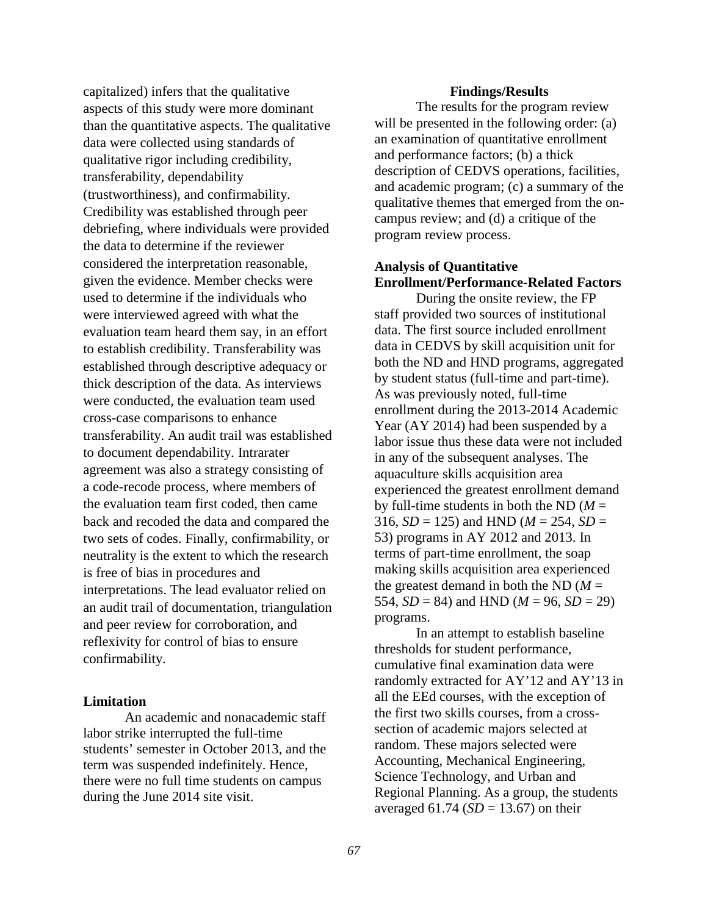capitalized) infers that the qualitative aspects of this study were more dominant than the quantitative aspects. The qualitative data were collected using standards of qualitative rigor including credibility, transferability, dependability (trustworthiness), and confirmability. Credibility was established through peer debriefing, where individuals were provided the data to determine if the reviewer considered the interpretation reasonable, given the evidence. Member checks were used to determine if the individuals who were interviewed agreed with what the evaluation team heard them say, in an effort to establish credibility. Transferability was established through descriptive adequacy or thick description of the data. As interviews were conducted, the evaluation team used cross-case comparisons to enhance transferability. An audit trail was established to document dependability. Intrarater agreement was also a strategy consisting of a code-recode process, where members of the evaluation team first coded, then came back and recoded the data and compared the two sets of codes. Finally, confirmability, or neutrality is the extent to which the research is free of bias in procedures and interpretations. The lead evaluator relied on an audit trail of documentation, triangulation and peer review for corroboration, and reflexivity for control of bias to ensure confirmability.

### Limitation

An academic and nonacademic staff labor strike interrupted the full-time students' semester in October 2013, and the term was suspended indefinitely. Hence, there were no full time students on campus during the June 2014 site visit.

## Findings/Results

The results for the program review will be presented in the following order: (a) an examination of quantitative enrollment and performance factors; (b) a thick description of CEDVS operations, facilities, and academic program; (c) a summary of the qualitative themes that emerged from the on-campus review; and (d) a critique of the program review process.

### Analysis of Quantitative Enrollment/Performance-Related Factors

During the onsite review, the FP staff provided two sources of institutional data. The first source included enrollment data in CEDVS by skill acquisition unit for both the ND and HND programs, aggregated by student status (full-time and part-time). As was previously noted, full-time enrollment during the 2013-2014 Academic Year (AY 2014) had been suspended by a labor issue thus these data were not included in any of the subsequent analyses. The aquaculture skills acquisition area experienced the greatest enrollment demand by full-time students in both the ND ($M$ = 316, $SD$ = 125) and HND ($M$ = 254, $SD$ = 53) programs in AY 2012 and 2013. In terms of part-time enrollment, the soap making skills acquisition area experienced the greatest demand in both the ND ($M$ = 554, $SD$ = 84) and HND ($M$ = 96, $SD$ = 29) programs.

In an attempt to establish baseline thresholds for student performance, cumulative final examination data were randomly extracted for AY'12 and AY'13 in all the EEd courses, with the exception of the first two skills courses, from a cross-section of academic majors selected at random. These majors selected were Accounting, Mechanical Engineering, Science Technology, and Urban and Regional Planning. As a group, the students averaged 61.74 ($SD$ = 13.67) on their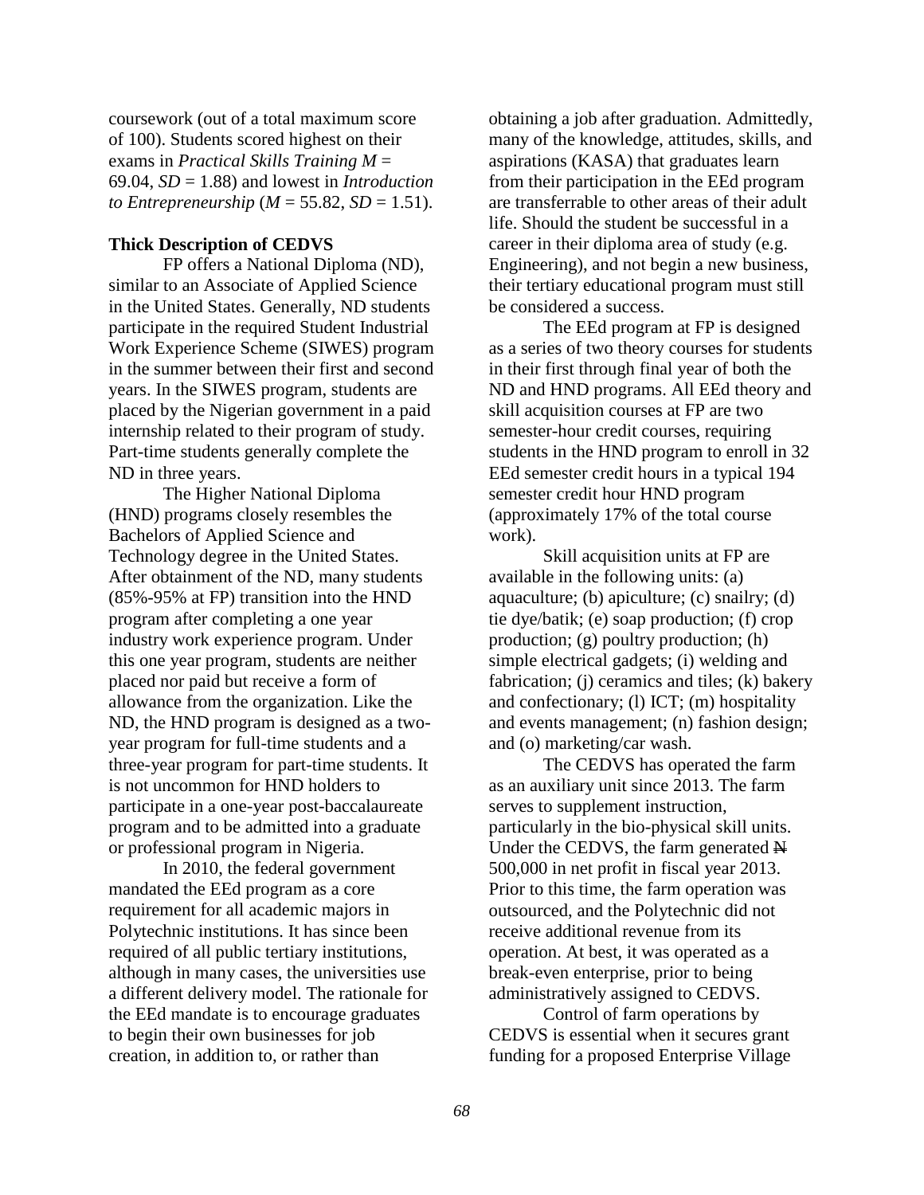coursework (out of a total maximum score of 100). Students scored highest on their exams in *Practical Skills Training* $M$ = 69.04, $SD$ = 1.88) and lowest in *Introduction to Entrepreneurship* ($M$ = 55.82, $SD$ = 1.51).

**Thick Description of CEDVS**

FP offers a National Diploma (ND), similar to an Associate of Applied Science in the United States. Generally, ND students participate in the required Student Industrial Work Experience Scheme (SIWES) program in the summer between their first and second years. In the SIWES program, students are placed by the Nigerian government in a paid internship related to their program of study. Part-time students generally complete the ND in three years.

The Higher National Diploma (HND) programs closely resembles the Bachelors of Applied Science and Technology degree in the United States. After obtainment of the ND, many students (85%-95% at FP) transition into the HND program after completing a one year industry work experience program. Under this one year program, students are neither placed nor paid but receive a form of allowance from the organization. Like the ND, the HND program is designed as a two-year program for full-time students and a three-year program for part-time students. It is not uncommon for HND holders to participate in a one-year post-baccalaureate program and to be admitted into a graduate or professional program in Nigeria.

In 2010, the federal government mandated the EEd program as a core requirement for all academic majors in Polytechnic institutions. It has since been required of all public tertiary institutions, although in many cases, the universities use a different delivery model. The rationale for the EEd mandate is to encourage graduates to begin their own businesses for job creation, in addition to, or rather than obtaining a job after graduation. Admittedly, many of the knowledge, attitudes, skills, and aspirations (KASA) that graduates learn from their participation in the EEd program are transferrable to other areas of their adult life. Should the student be successful in a career in their diploma area of study (e.g. Engineering), and not begin a new business, their tertiary educational program must still be considered a success.

The EEd program at FP is designed as a series of two theory courses for students in their first through final year of both the ND and HND programs. All EEd theory and skill acquisition courses at FP are two semester-hour credit courses, requiring students in the HND program to enroll in 32 EEd semester credit hours in a typical 194 semester credit hour HND program (approximately 17% of the total course work).

Skill acquisition units at FP are available in the following units: (a) aquaculture; (b) apiculture; (c) snailry; (d) tie dye/batik; (e) soap production; (f) crop production; (g) poultry production; (h) simple electrical gadgets; (i) welding and fabrication; (j) ceramics and tiles; (k) bakery and confectionary; (l) ICT; (m) hospitality and events management; (n) fashion design; and (o) marketing/car wash.

The CEDVS has operated the farm as an auxiliary unit since 2013. The farm serves to supplement instruction, particularly in the bio-physical skill units. Under the CEDVS, the farm generated ₦ 500,000 in net profit in fiscal year 2013. Prior to this time, the farm operation was outsourced, and the Polytechnic did not receive additional revenue from its operation. At best, it was operated as a break-even enterprise, prior to being administratively assigned to CEDVS.

Control of farm operations by CEDVS is essential when it secures grant funding for a proposed Enterprise Village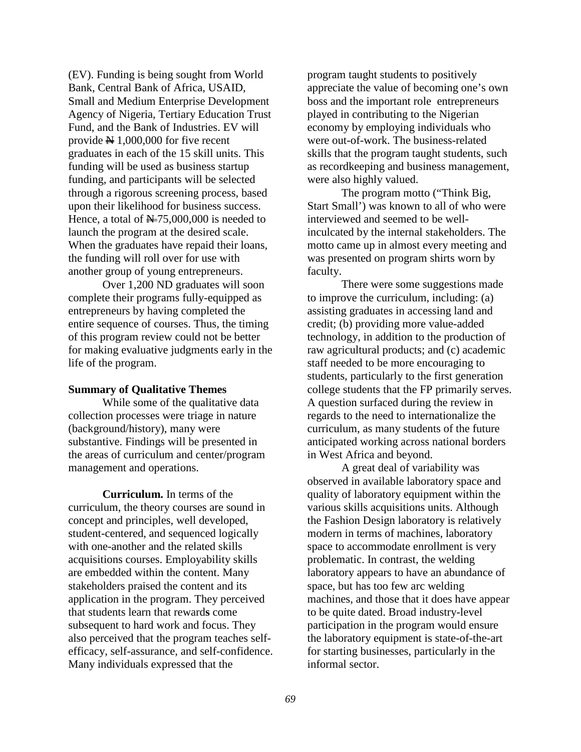(EV). Funding is being sought from World Bank, Central Bank of Africa, USAID, Small and Medium Enterprise Development Agency of Nigeria, Tertiary Education Trust Fund, and the Bank of Industries. EV will provide ₦ 1,000,000 for five recent graduates in each of the 15 skill units. This funding will be used as business startup funding, and participants will be selected through a rigorous screening process, based upon their likelihood for business success. Hence, a total of ₦75,000,000 is needed to launch the program at the desired scale. When the graduates have repaid their loans, the funding will roll over for use with another group of young entrepreneurs.

Over 1,200 ND graduates will soon complete their programs fully-equipped as entrepreneurs by having completed the entire sequence of courses. Thus, the timing of this program review could not be better for making evaluative judgments early in the life of the program.

**Summary of Qualitative Themes**

While some of the qualitative data collection processes were triage in nature (background/history), many were substantive. Findings will be presented in the areas of curriculum and center/program management and operations.

**Curriculum.** In terms of the curriculum, the theory courses are sound in concept and principles, well developed, student-centered, and sequenced logically with one-another and the related skills acquisitions courses. Employability skills are embedded within the content. Many stakeholders praised the content and its application in the program. They perceived that students learn that rewards come subsequent to hard work and focus. They also perceived that the program teaches self-efficacy, self-assurance, and self-confidence. Many individuals expressed that the program taught students to positively appreciate the value of becoming one's own boss and the important role entrepreneurs played in contributing to the Nigerian economy by employing individuals who were out-of-work. The business-related skills that the program taught students, such as recordkeeping and business management, were also highly valued.

The program motto ("Think Big, Start Small') was known to all of who were interviewed and seemed to be well-inculcated by the internal stakeholders. The motto came up in almost every meeting and was presented on program shirts worn by faculty.

There were some suggestions made to improve the curriculum, including: (a) assisting graduates in accessing land and credit; (b) providing more value-added technology, in addition to the production of raw agricultural products; and (c) academic staff needed to be more encouraging to students, particularly to the first generation college students that the FP primarily serves. A question surfaced during the review in regards to the need to internationalize the curriculum, as many students of the future anticipated working across national borders in West Africa and beyond.

A great deal of variability was observed in available laboratory space and quality of laboratory equipment within the various skills acquisitions units. Although the Fashion Design laboratory is relatively modern in terms of machines, laboratory space to accommodate enrollment is very problematic. In contrast, the welding laboratory appears to have an abundance of space, but has too few arc welding machines, and those that it does have appear to be quite dated. Broad industry-level participation in the program would ensure the laboratory equipment is state-of-the-art for starting businesses, particularly in the informal sector.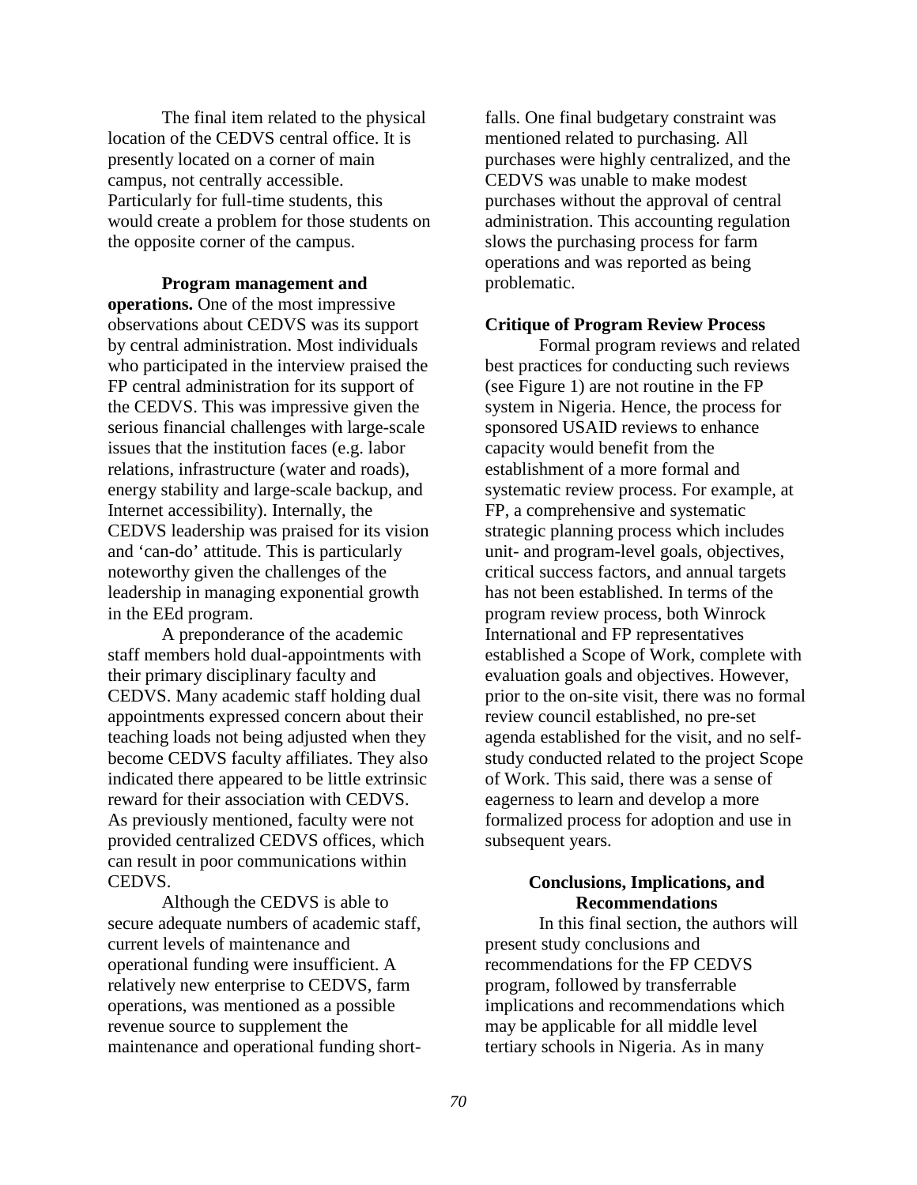The final item related to the physical location of the CEDVS central office. It is presently located on a corner of main campus, not centrally accessible. Particularly for full-time students, this would create a problem for those students on the opposite corner of the campus.

**Program management and operations.** One of the most impressive observations about CEDVS was its support by central administration. Most individuals who participated in the interview praised the FP central administration for its support of the CEDVS. This was impressive given the serious financial challenges with large-scale issues that the institution faces (e.g. labor relations, infrastructure (water and roads), energy stability and large-scale backup, and Internet accessibility). Internally, the CEDVS leadership was praised for its vision and 'can-do' attitude. This is particularly noteworthy given the challenges of the leadership in managing exponential growth in the EEd program.

A preponderance of the academic staff members hold dual-appointments with their primary disciplinary faculty and CEDVS. Many academic staff holding dual appointments expressed concern about their teaching loads not being adjusted when they become CEDVS faculty affiliates. They also indicated there appeared to be little extrinsic reward for their association with CEDVS. As previously mentioned, faculty were not provided centralized CEDVS offices, which can result in poor communications within CEDVS.

Although the CEDVS is able to secure adequate numbers of academic staff, current levels of maintenance and operational funding were insufficient. A relatively new enterprise to CEDVS, farm operations, was mentioned as a possible revenue source to supplement the maintenance and operational funding shortfalls. One final budgetary constraint was mentioned related to purchasing. All purchases were highly centralized, and the CEDVS was unable to make modest purchases without the approval of central administration. This accounting regulation slows the purchasing process for farm operations and was reported as being problematic.

### Critique of Program Review Process

Formal program reviews and related best practices for conducting such reviews (see Figure 1) are not routine in the FP system in Nigeria. Hence, the process for sponsored USAID reviews to enhance capacity would benefit from the establishment of a more formal and systematic review process. For example, at FP, a comprehensive and systematic strategic planning process which includes unit- and program-level goals, objectives, critical success factors, and annual targets has not been established. In terms of the program review process, both Winrock International and FP representatives established a Scope of Work, complete with evaluation goals and objectives. However, prior to the on-site visit, there was no formal review council established, no pre-set agenda established for the visit, and no self-study conducted related to the project Scope of Work. This said, there was a sense of eagerness to learn and develop a more formalized process for adoption and use in subsequent years.

## Conclusions, Implications, and Recommendations

In this final section, the authors will present study conclusions and recommendations for the FP CEDVS program, followed by transferrable implications and recommendations which may be applicable for all middle level tertiary schools in Nigeria. As in many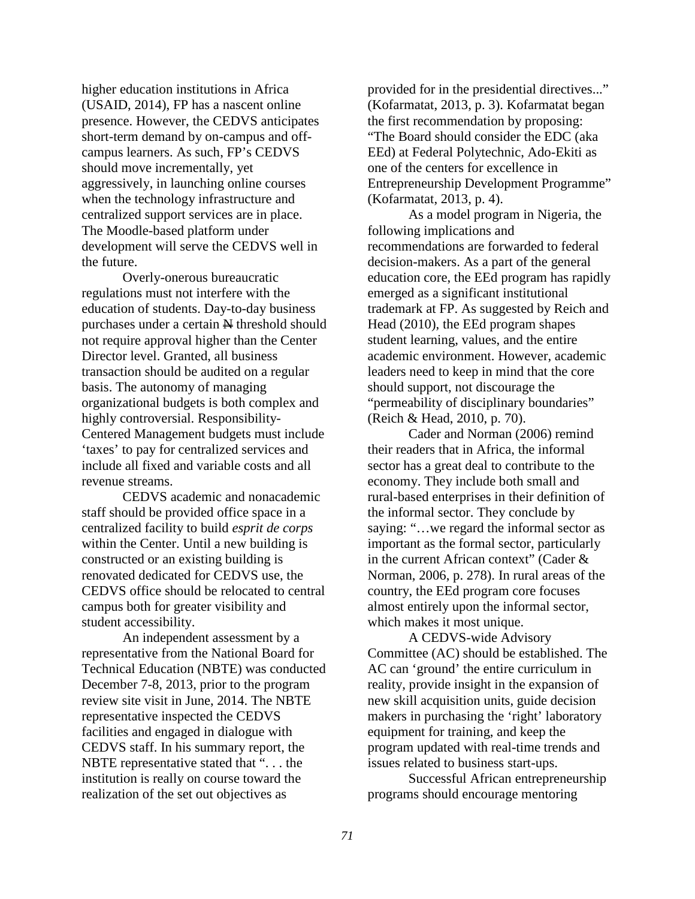higher education institutions in Africa (USAID, 2014), FP has a nascent online presence. However, the CEDVS anticipates short-term demand by on-campus and off-campus learners. As such, FP's CEDVS should move incrementally, yet aggressively, in launching online courses when the technology infrastructure and centralized support services are in place. The Moodle-based platform under development will serve the CEDVS well in the future.

Overly-onerous bureaucratic regulations must not interfere with the education of students. Day-to-day business purchases under a certain ₦ threshold should not require approval higher than the Center Director level. Granted, all business transaction should be audited on a regular basis. The autonomy of managing organizational budgets is both complex and highly controversial. Responsibility-Centered Management budgets must include 'taxes' to pay for centralized services and include all fixed and variable costs and all revenue streams.

CEDVS academic and nonacademic staff should be provided office space in a centralized facility to build *esprit de corps* within the Center. Until a new building is constructed or an existing building is renovated dedicated for CEDVS use, the CEDVS office should be relocated to central campus both for greater visibility and student accessibility.

An independent assessment by a representative from the National Board for Technical Education (NBTE) was conducted December 7-8, 2013, prior to the program review site visit in June, 2014. The NBTE representative inspected the CEDVS facilities and engaged in dialogue with CEDVS staff. In his summary report, the NBTE representative stated that ". . . the institution is really on course toward the realization of the set out objectives as provided for in the presidential directives..." (Kofarmatat, 2013, p. 3). Kofarmatat began the first recommendation by proposing: "The Board should consider the EDC (aka EEd) at Federal Polytechnic, Ado-Ekiti as one of the centers for excellence in Entrepreneurship Development Programme" (Kofarmatat, 2013, p. 4).

As a model program in Nigeria, the following implications and recommendations are forwarded to federal decision-makers. As a part of the general education core, the EEd program has rapidly emerged as a significant institutional trademark at FP. As suggested by Reich and Head (2010), the EEd program shapes student learning, values, and the entire academic environment. However, academic leaders need to keep in mind that the core should support, not discourage the "permeability of disciplinary boundaries" (Reich & Head, 2010, p. 70).

Cader and Norman (2006) remind their readers that in Africa, the informal sector has a great deal to contribute to the economy. They include both small and rural-based enterprises in their definition of the informal sector. They conclude by saying: "…we regard the informal sector as important as the formal sector, particularly in the current African context" (Cader & Norman, 2006, p. 278). In rural areas of the country, the EEd program core focuses almost entirely upon the informal sector, which makes it most unique.

A CEDVS-wide Advisory Committee (AC) should be established. The AC can 'ground' the entire curriculum in reality, provide insight in the expansion of new skill acquisition units, guide decision makers in purchasing the 'right' laboratory equipment for training, and keep the program updated with real-time trends and issues related to business start-ups.

Successful African entrepreneurship programs should encourage mentoring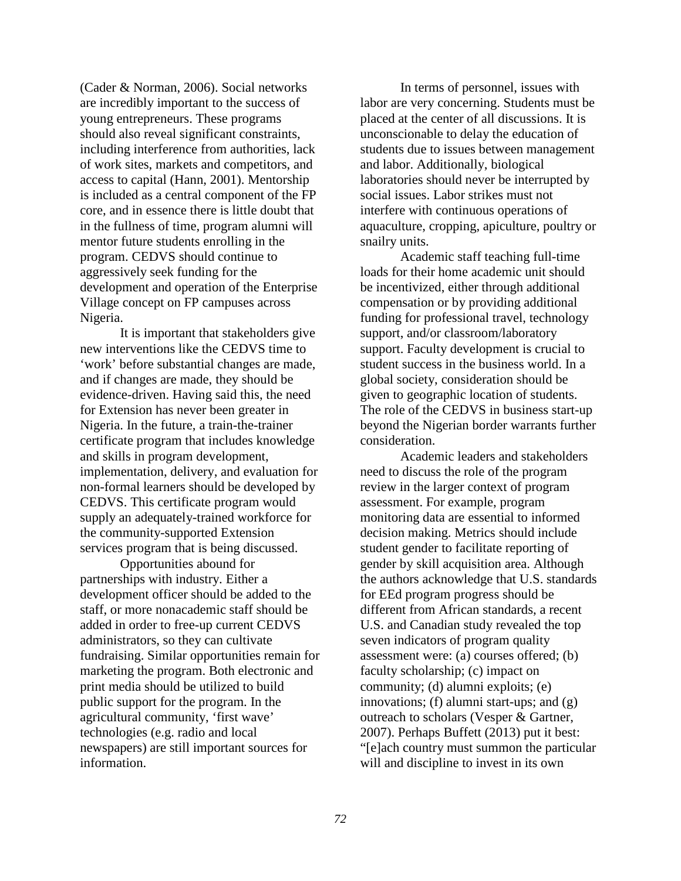(Cader & Norman, 2006). Social networks are incredibly important to the success of young entrepreneurs. These programs should also reveal significant constraints, including interference from authorities, lack of work sites, markets and competitors, and access to capital (Hann, 2001). Mentorship is included as a central component of the FP core, and in essence there is little doubt that in the fullness of time, program alumni will mentor future students enrolling in the program. CEDVS should continue to aggressively seek funding for the development and operation of the Enterprise Village concept on FP campuses across Nigeria.

It is important that stakeholders give new interventions like the CEDVS time to 'work' before substantial changes are made, and if changes are made, they should be evidence-driven. Having said this, the need for Extension has never been greater in Nigeria. In the future, a train-the-trainer certificate program that includes knowledge and skills in program development, implementation, delivery, and evaluation for non-formal learners should be developed by CEDVS. This certificate program would supply an adequately-trained workforce for the community-supported Extension services program that is being discussed.

Opportunities abound for partnerships with industry. Either a development officer should be added to the staff, or more nonacademic staff should be added in order to free-up current CEDVS administrators, so they can cultivate fundraising. Similar opportunities remain for marketing the program. Both electronic and print media should be utilized to build public support for the program. In the agricultural community, 'first wave' technologies (e.g. radio and local newspapers) are still important sources for information.

In terms of personnel, issues with labor are very concerning. Students must be placed at the center of all discussions. It is unconscionable to delay the education of students due to issues between management and labor. Additionally, biological laboratories should never be interrupted by social issues. Labor strikes must not interfere with continuous operations of aquaculture, cropping, apiculture, poultry or snailry units.

Academic staff teaching full-time loads for their home academic unit should be incentivized, either through additional compensation or by providing additional funding for professional travel, technology support, and/or classroom/laboratory support. Faculty development is crucial to student success in the business world. In a global society, consideration should be given to geographic location of students. The role of the CEDVS in business start-up beyond the Nigerian border warrants further consideration.

Academic leaders and stakeholders need to discuss the role of the program review in the larger context of program assessment. For example, program monitoring data are essential to informed decision making. Metrics should include student gender to facilitate reporting of gender by skill acquisition area. Although the authors acknowledge that U.S. standards for EEd program progress should be different from African standards, a recent U.S. and Canadian study revealed the top seven indicators of program quality assessment were: (a) courses offered; (b) faculty scholarship; (c) impact on community; (d) alumni exploits; (e) innovations; (f) alumni start-ups; and (g) outreach to scholars (Vesper & Gartner, 2007). Perhaps Buffett (2013) put it best: "[e]ach country must summon the particular will and discipline to invest in its own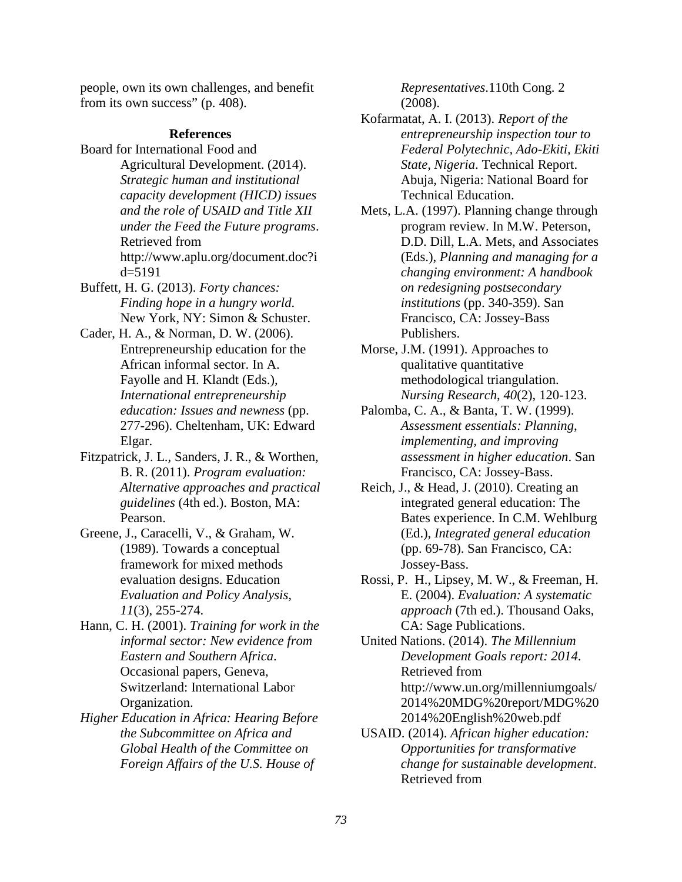people, own its own challenges, and benefit from its own success" (p. 408).

## References

Board for International Food and Agricultural Development. (2014). *Strategic human and institutional capacity development (HICD) issues and the role of USAID and Title XII under the Feed the Future programs*. Retrieved from http://www.aplu.org/document.doc?id=5191

Buffett, H. G. (2013). *Forty chances: Finding hope in a hungry world*. New York, NY: Simon & Schuster.

Cader, H. A., & Norman, D. W. (2006). Entrepreneurship education for the African informal sector. In A. Fayolle and H. Klandt (Eds.), *International entrepreneurship education: Issues and newness* (pp. 277-296). Cheltenham, UK: Edward Elgar.

Fitzpatrick, J. L., Sanders, J. R., & Worthen, B. R. (2011). *Program evaluation: Alternative approaches and practical guidelines* (4th ed.). Boston, MA: Pearson.

Greene, J., Caracelli, V., & Graham, W. (1989). Towards a conceptual framework for mixed methods evaluation designs. Education *Evaluation and Policy Analysis, 11*(3), 255-274.

Hann, C. H. (2001). *Training for work in the informal sector: New evidence from Eastern and Southern Africa*. Occasional papers, Geneva, Switzerland: International Labor Organization.

*Higher Education in Africa: Hearing Before the Subcommittee on Africa and Global Health of the Committee on Foreign Affairs of the U.S. House of Representatives*.110th Cong. 2 (2008).

Kofarmatat, A. I. (2013). *Report of the entrepreneurship inspection tour to Federal Polytechnic, Ado-Ekiti, Ekiti State, Nigeria*. Technical Report. Abuja, Nigeria: National Board for Technical Education.

Mets, L.A. (1997). Planning change through program review. In M.W. Peterson, D.D. Dill, L.A. Mets, and Associates (Eds.), *Planning and managing for a changing environment: A handbook on redesigning postsecondary institutions* (pp. 340-359). San Francisco, CA: Jossey-Bass Publishers.

Morse, J.M. (1991). Approaches to qualitative quantitative methodological triangulation. *Nursing Research*, *40*(2), 120-123.

Palomba, C. A., & Banta, T. W. (1999). *Assessment essentials: Planning, implementing, and improving assessment in higher education*. San Francisco, CA: Jossey-Bass.

Reich, J., & Head, J. (2010). Creating an integrated general education: The Bates experience. In C.M. Wehlburg (Ed.), *Integrated general education* (pp. 69-78). San Francisco, CA: Jossey-Bass.

Rossi, P. H., Lipsey, M. W., & Freeman, H. E. (2004). *Evaluation: A systematic approach* (7th ed.). Thousand Oaks, CA: Sage Publications.

United Nations. (2014). *The Millennium Development Goals report: 2014*. Retrieved from http://www.un.org/millenniumgoals/2014%20MDG%20report/MDG%202014%20English%20web.pdf

USAID. (2014). *African higher education: Opportunities for transformative change for sustainable development*. Retrieved from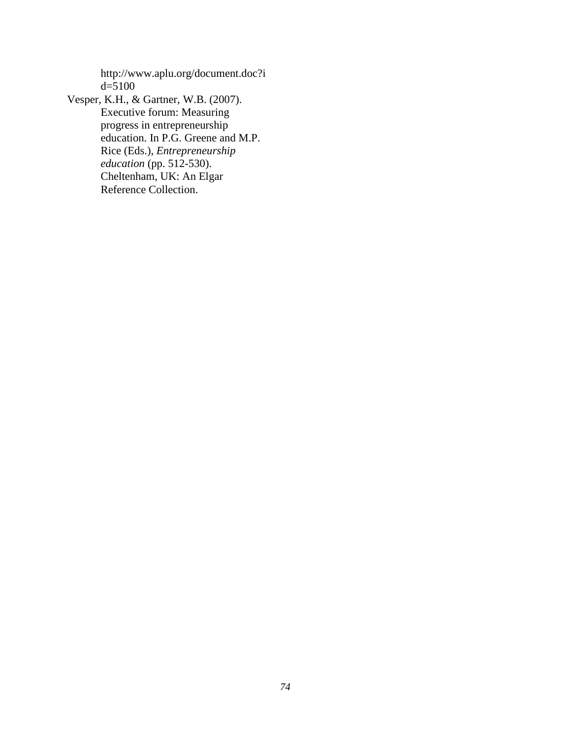http://www.aplu.org/document.doc?id=5100

Vesper, K.H., & Gartner, W.B. (2007). Executive forum: Measuring progress in entrepreneurship education. In P.G. Greene and M.P. Rice (Eds.), *Entrepreneurship education* (pp. 512-530). Cheltenham, UK: An Elgar Reference Collection.